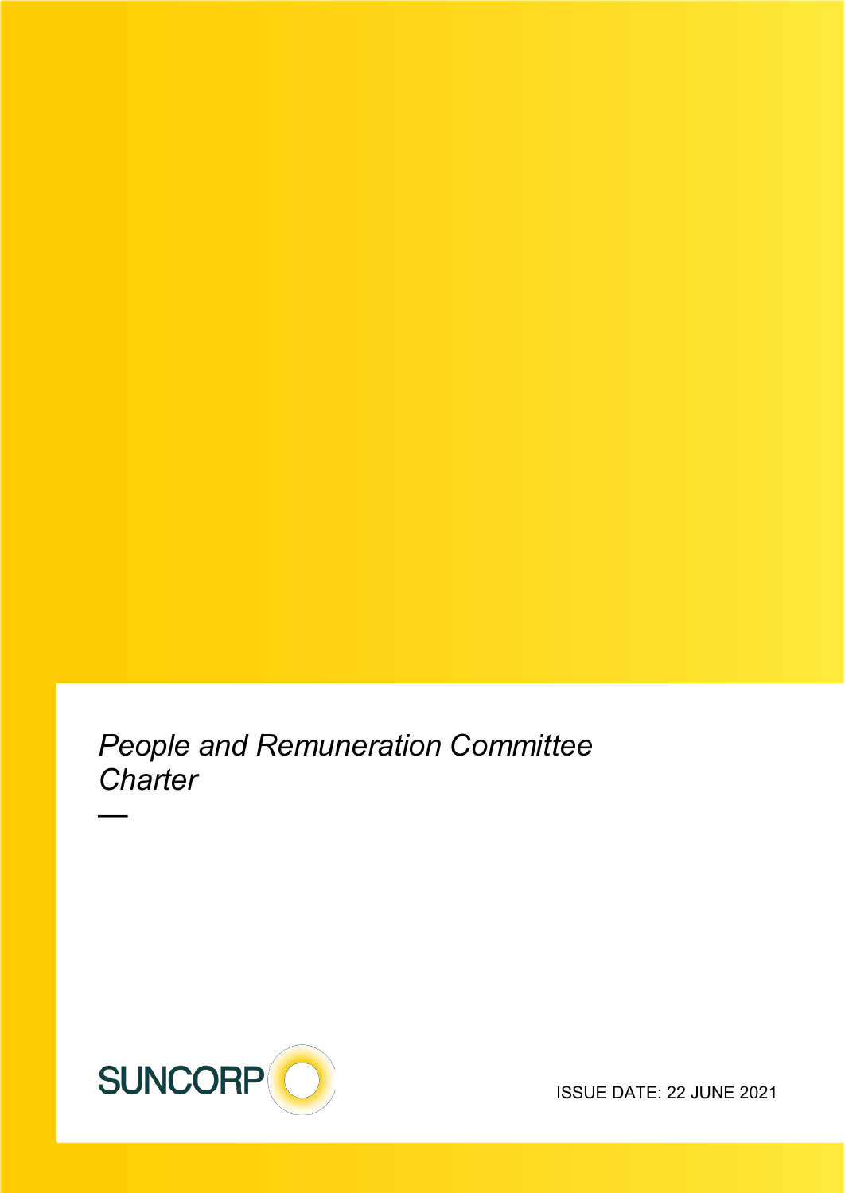# *People and Remuneration Committee Charter*

—

SUNCORP

ISSUE DATE: 22 JUNE 2021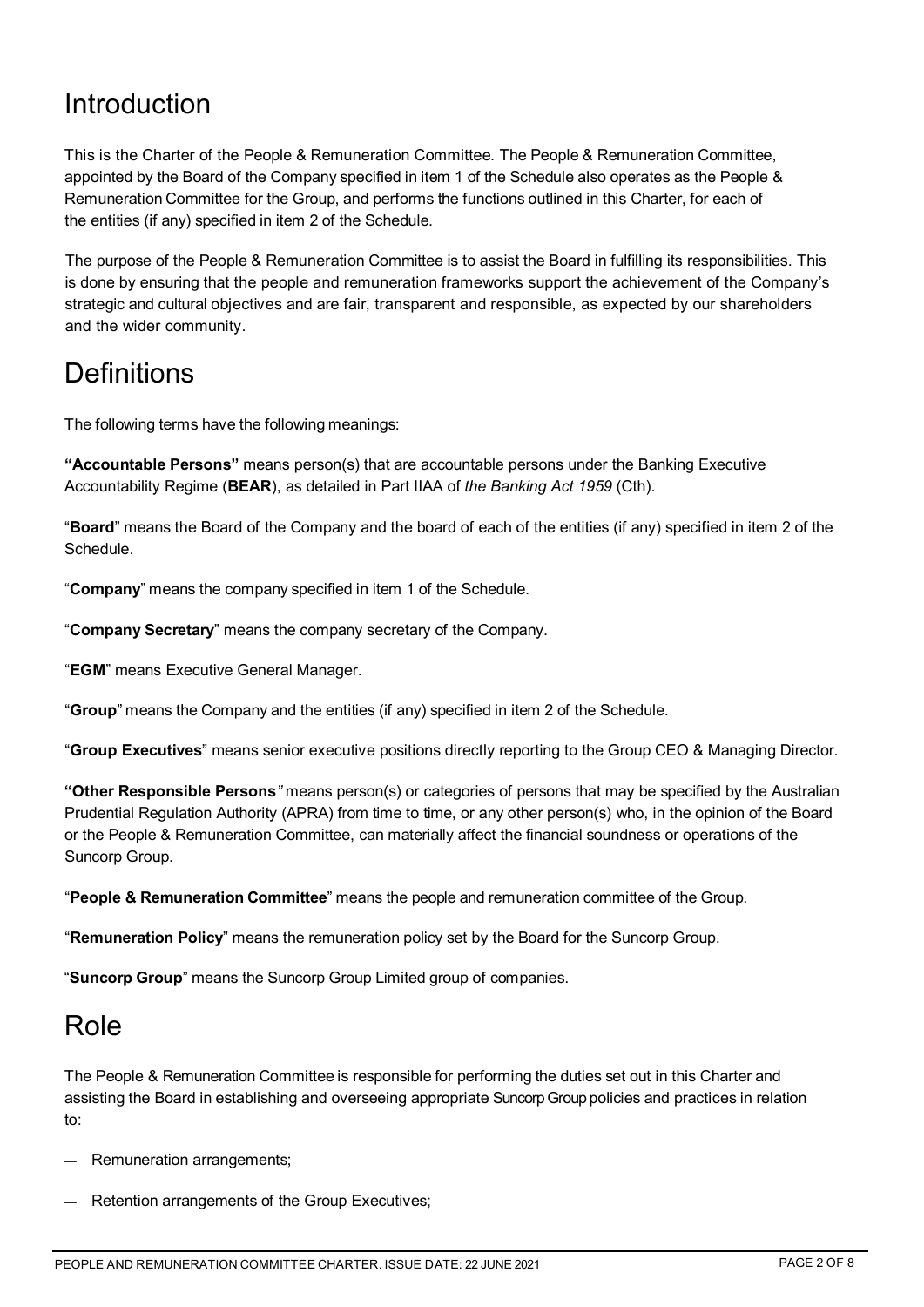# Introduction

This is the Charter of the People & Remuneration Committee. The People & Remuneration Committee, appointed by the Board of the Company specified in item 1 of the Schedule also operates as the People & Remuneration Committee for the Group, and performs the functions outlined in this Charter, for each of the entities (if any) specified in item 2 of the Schedule.

The purpose of the People & Remuneration Committee is to assist the Board in fulfilling its responsibilities. This is done by ensuring that the people and remuneration frameworks support the achievement of the Company's strategic and cultural objectives and are fair, transparent and responsible, as expected by our shareholders and the wider community.

# Definitions

The following terms have the following meanings:

**"Accountable Persons"** means person(s) that are accountable persons under the Banking Executive Accountability Regime (**BEAR**), as detailed in Part IIAA of *the Banking Act 1959* (Cth).

"**Board**" means the Board of the Company and the board of each of the entities (if any) specified in item 2 of the Schedule.

"**Company**" means the company specified in item 1 of the Schedule.

"**Company Secretary**" means the company secretary of the Company.

"**EGM**" means Executive General Manager.

"**Group**" means the Company and the entities (if any) specified in item 2 of the Schedule.

"**Group Executives**" means senior executive positions directly reporting to the Group CEO & Managing Director.

**"Other Responsible Persons*"*** means person(s) or categories of persons that may be specified by the Australian Prudential Regulation Authority (APRA) from time to time, or any other person(s) who, in the opinion of the Board or the People & Remuneration Committee, can materially affect the financial soundness or operations of the Suncorp Group.

"**People & Remuneration Committee**" means the people and remuneration committee of the Group.

"**Remuneration Policy**" means the remuneration policy set by the Board for the Suncorp Group.

"**Suncorp Group**" means the Suncorp Group Limited group of companies.

# Role

The People & Remuneration Committee is responsible for performing the duties set out in this Charter and assisting the Board in establishing and overseeing appropriate Suncorp Group policies and practices in relation to:

- Remuneration arrangements;
- Retention arrangements of the Group Executives;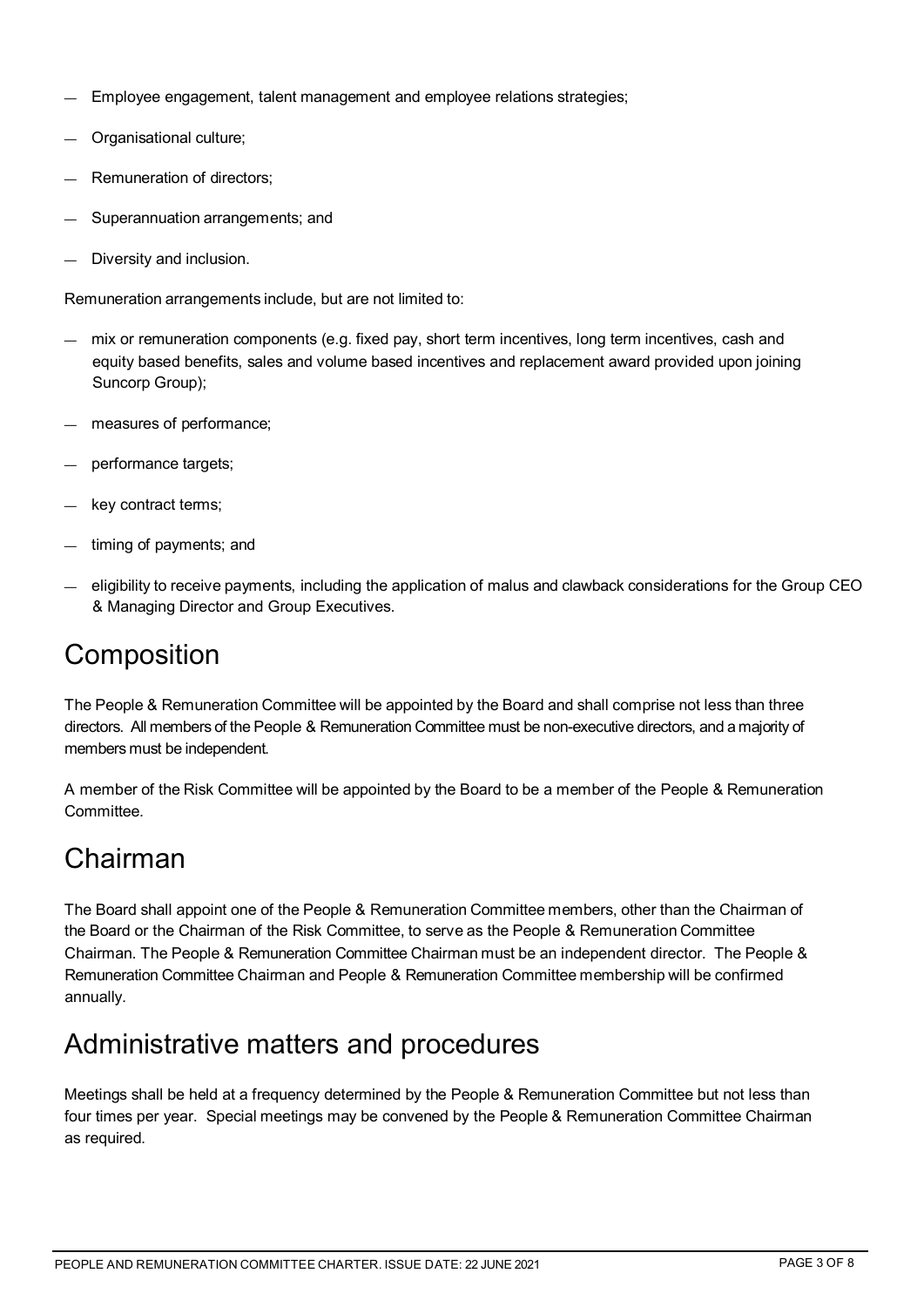- Employee engagement, talent management and employee relations strategies;
- Organisational culture;
- Remuneration of directors;
- Superannuation arrangements; and
- Diversity and inclusion.

Remuneration arrangements include, but are not limited to:

- mix or remuneration components (e.g. fixed pay, short term incentives, long term incentives, cash and equity based benefits, sales and volume based incentives and replacement award provided upon joining Suncorp Group);
- measures of performance;
- performance targets;
- key contract terms;
- timing of payments; and
- eligibility to receive payments, including the application of malus and clawback considerations for the Group CEO & Managing Director and Group Executives.

# Composition

The People & Remuneration Committee will be appointed by the Board and shall comprise not less than three directors. All members of the People & Remuneration Committee must be non-executive directors, and a majority of members must be independent.

A member of the Risk Committee will be appointed by the Board to be a member of the People & Remuneration Committee.

# Chairman

The Board shall appoint one of the People & Remuneration Committee members, other than the Chairman of the Board or the Chairman of the Risk Committee, to serve as the People & Remuneration Committee Chairman. The People & Remuneration Committee Chairman must be an independent director. The People & Remuneration Committee Chairman and People & Remuneration Committee membership will be confirmed annually.

# Administrative matters and procedures

Meetings shall be held at a frequency determined by the People & Remuneration Committee but not less than four times per year. Special meetings may be convened by the People & Remuneration Committee Chairman as required.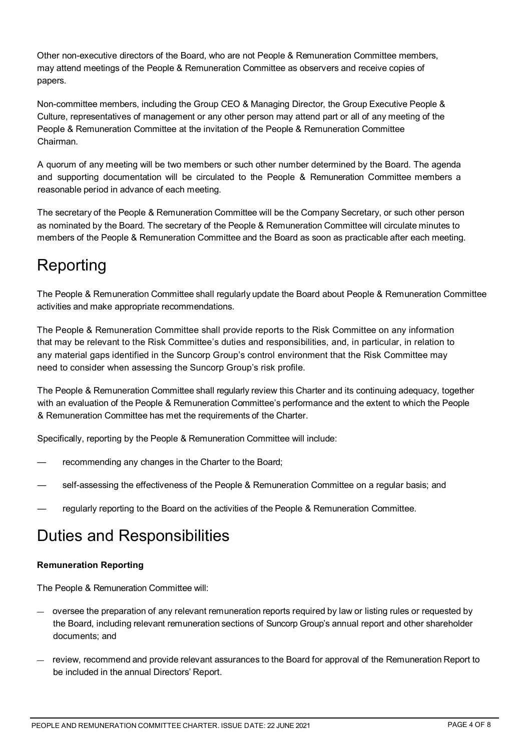Other non-executive directors of the Board, who are not People & Remuneration Committee members, may attend meetings of the People & Remuneration Committee as observers and receive copies of papers.

Non-committee members, including the Group CEO & Managing Director, the Group Executive People & Culture, representatives of management or any other person may attend part or all of any meeting of the People & Remuneration Committee at the invitation of the People & Remuneration Committee Chairman.

A quorum of any meeting will be two members or such other number determined by the Board. The agenda and supporting documentation will be circulated to the People & Remuneration Committee members a reasonable period in advance of each meeting.

The secretary of the People & Remuneration Committee will be the Company Secretary, or such other person as nominated by the Board. The secretary of the People & Remuneration Committee will circulate minutes to members of the People & Remuneration Committee and the Board as soon as practicable after each meeting.

# Reporting

The People & Remuneration Committee shall regularly update the Board about People & Remuneration Committee activities and make appropriate recommendations.

The People & Remuneration Committee shall provide reports to the Risk Committee on any information that may be relevant to the Risk Committee's duties and responsibilities, and, in particular, in relation to any material gaps identified in the Suncorp Group's control environment that the Risk Committee may need to consider when assessing the Suncorp Group's risk profile.

The People & Remuneration Committee shall regularly review this Charter and its continuing adequacy, together with an evaluation of the People & Remuneration Committee's performance and the extent to which the People & Remuneration Committee has met the requirements of the Charter.

Specifically, reporting by the People & Remuneration Committee will include:

- recommending any changes in the Charter to the Board;
- self-assessing the effectiveness of the People & Remuneration Committee on a regular basis; and
- regularly reporting to the Board on the activities of the People & Remuneration Committee.

# Duties and Responsibilities

**Remuneration Reporting**

The People & Remuneration Committee will:

- oversee the preparation of any relevant remuneration reports required by law or listing rules or requested by the Board, including relevant remuneration sections of Suncorp Group's annual report and other shareholder documents; and
- review, recommend and provide relevant assurances to the Board for approval of the Remuneration Report to be included in the annual Directors' Report.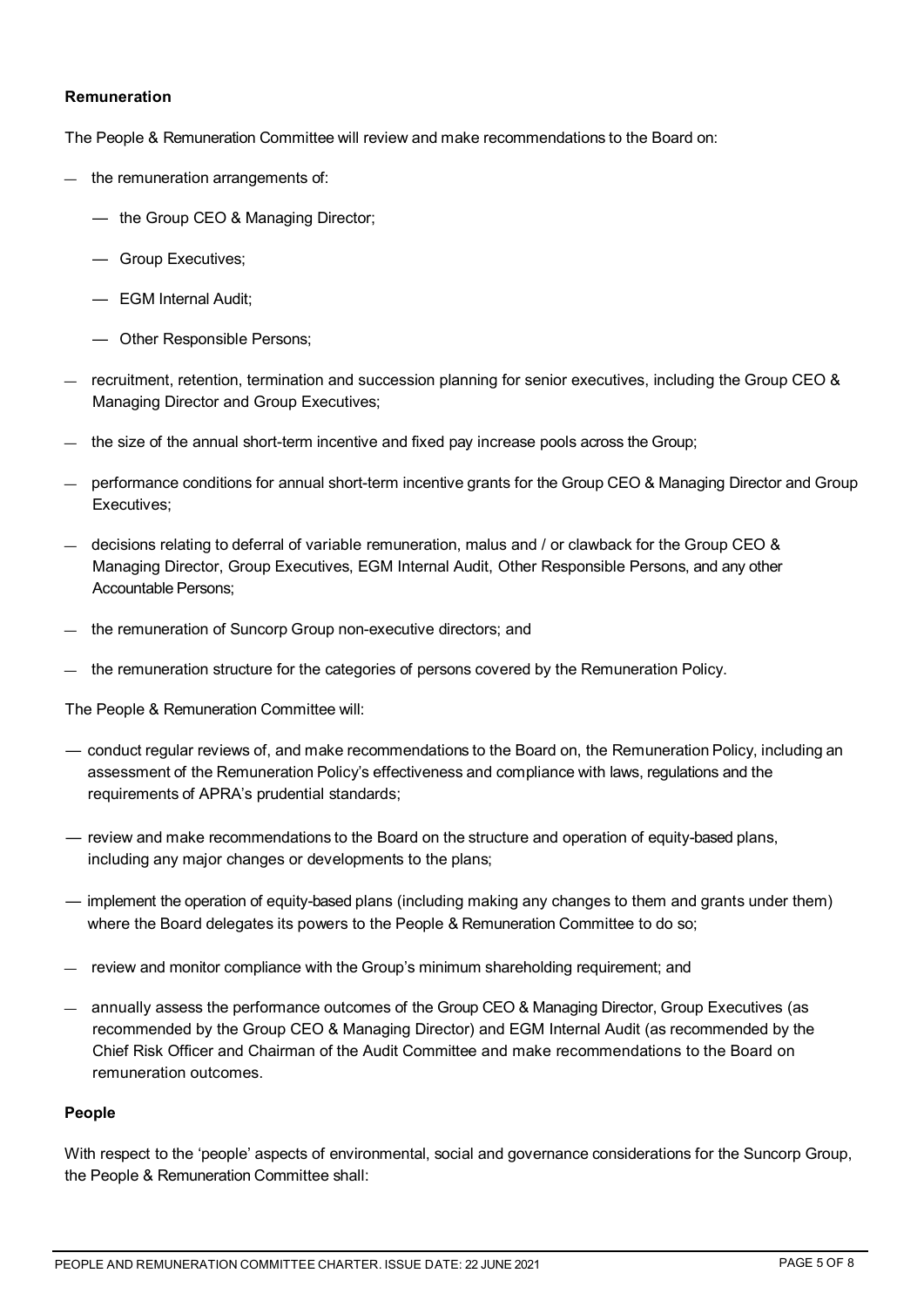**Remuneration**

The People & Remuneration Committee will review and make recommendations to the Board on:

- the remuneration arrangements of:
  - the Group CEO & Managing Director;
  - Group Executives;
  - EGM Internal Audit;
  - Other Responsible Persons;
- recruitment, retention, termination and succession planning for senior executives, including the Group CEO & Managing Director and Group Executives;
- the size of the annual short-term incentive and fixed pay increase pools across the Group;
- performance conditions for annual short-term incentive grants for the Group CEO & Managing Director and Group Executives;
- decisions relating to deferral of variable remuneration, malus and / or clawback for the Group CEO & Managing Director, Group Executives, EGM Internal Audit, Other Responsible Persons, and any other Accountable Persons;
- the remuneration of Suncorp Group non-executive directors; and
- the remuneration structure for the categories of persons covered by the Remuneration Policy.

The People & Remuneration Committee will:

- conduct regular reviews of, and make recommendations to the Board on, the Remuneration Policy, including an assessment of the Remuneration Policy's effectiveness and compliance with laws, regulations and the requirements of APRA's prudential standards;
- review and make recommendations to the Board on the structure and operation of equity-based plans, including any major changes or developments to the plans;
- implement the operation of equity-based plans (including making any changes to them and grants under them) where the Board delegates its powers to the People & Remuneration Committee to do so;
- review and monitor compliance with the Group's minimum shareholding requirement; and
- annually assess the performance outcomes of the Group CEO & Managing Director, Group Executives (as recommended by the Group CEO & Managing Director) and EGM Internal Audit (as recommended by the Chief Risk Officer and Chairman of the Audit Committee and make recommendations to the Board on remuneration outcomes.

**People**

With respect to the 'people' aspects of environmental, social and governance considerations for the Suncorp Group, the People & Remuneration Committee shall: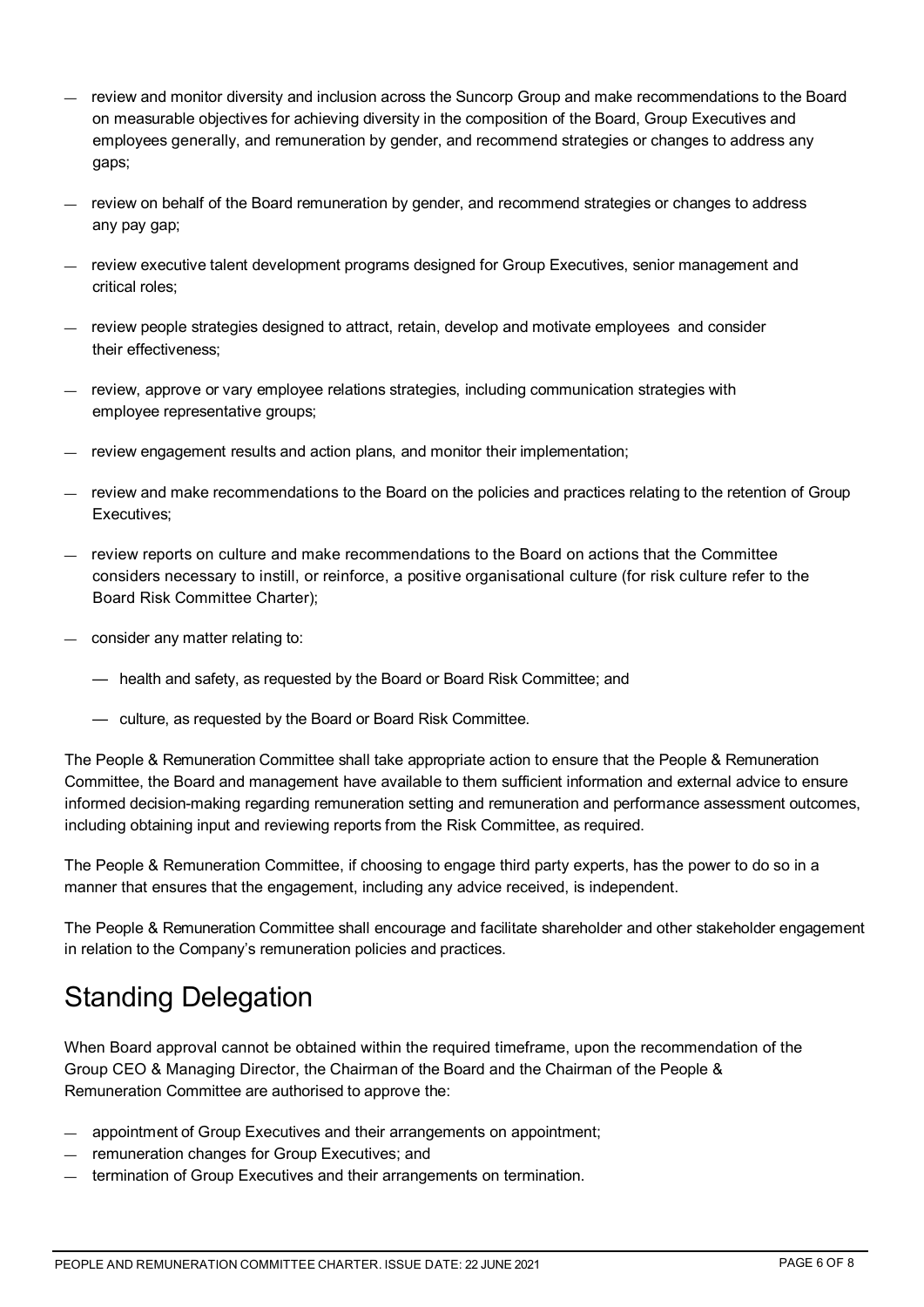- review and monitor diversity and inclusion across the Suncorp Group and make recommendations to the Board on measurable objectives for achieving diversity in the composition of the Board, Group Executives and employees generally, and remuneration by gender, and recommend strategies or changes to address any gaps;
- review on behalf of the Board remuneration by gender, and recommend strategies or changes to address any pay gap;
- review executive talent development programs designed for Group Executives, senior management and critical roles;
- review people strategies designed to attract, retain, develop and motivate employees and consider their effectiveness;
- review, approve or vary employee relations strategies, including communication strategies with employee representative groups;
- review engagement results and action plans, and monitor their implementation;
- review and make recommendations to the Board on the policies and practices relating to the retention of Group Executives;
- review reports on culture and make recommendations to the Board on actions that the Committee considers necessary to instill, or reinforce, a positive organisational culture (for risk culture refer to the Board Risk Committee Charter);
- consider any matter relating to:
  - health and safety, as requested by the Board or Board Risk Committee; and
  - culture, as requested by the Board or Board Risk Committee.

The People & Remuneration Committee shall take appropriate action to ensure that the People & Remuneration Committee, the Board and management have available to them sufficient information and external advice to ensure informed decision-making regarding remuneration setting and remuneration and performance assessment outcomes, including obtaining input and reviewing reports from the Risk Committee, as required.

The People & Remuneration Committee, if choosing to engage third party experts, has the power to do so in a manner that ensures that the engagement, including any advice received, is independent.

The People & Remuneration Committee shall encourage and facilitate shareholder and other stakeholder engagement in relation to the Company's remuneration policies and practices.

# Standing Delegation

When Board approval cannot be obtained within the required timeframe, upon the recommendation of the Group CEO & Managing Director, the Chairman of the Board and the Chairman of the People & Remuneration Committee are authorised to approve the:

- appointment of Group Executives and their arrangements on appointment;
- remuneration changes for Group Executives; and
- termination of Group Executives and their arrangements on termination.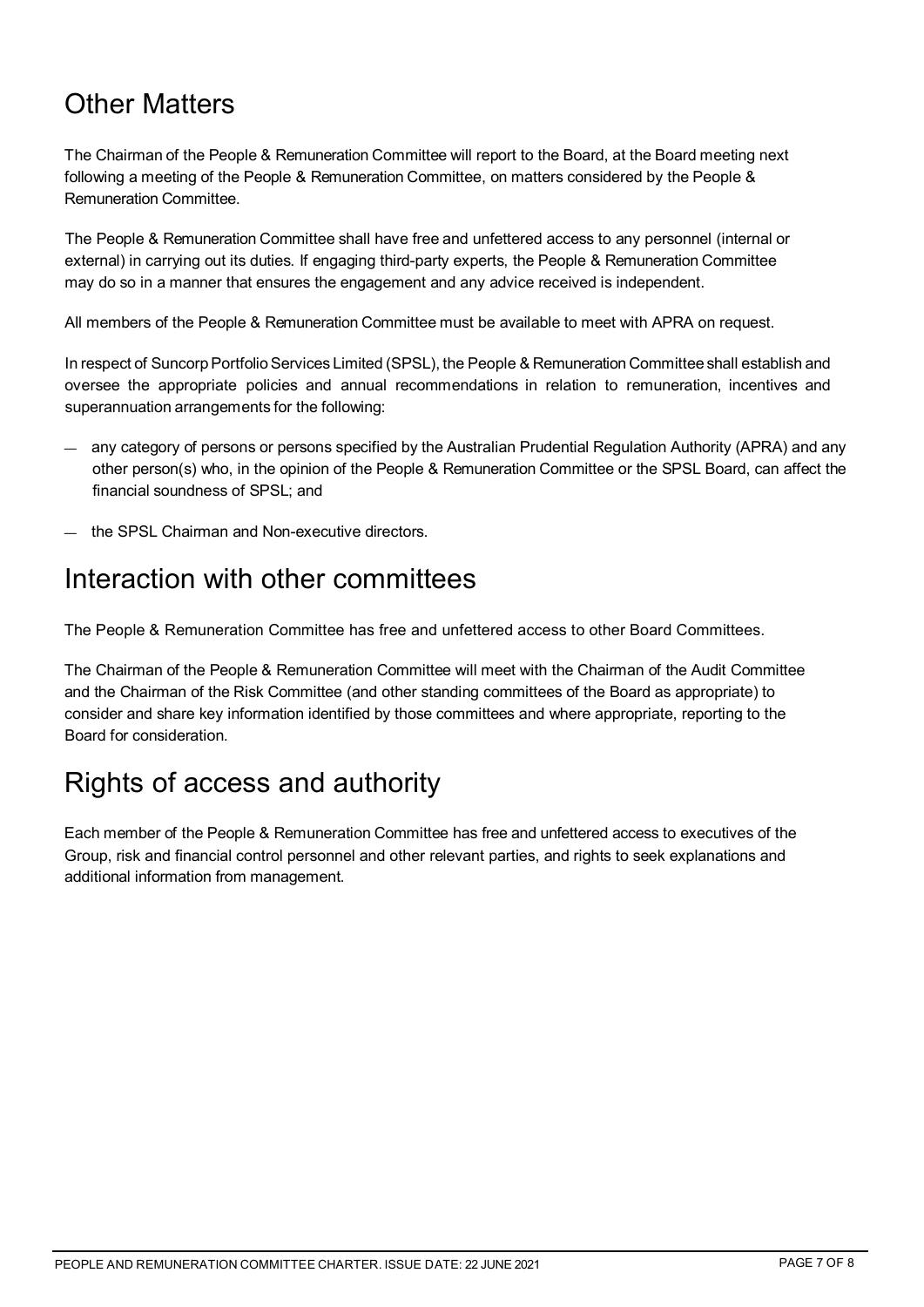## Other Matters

The Chairman of the People & Remuneration Committee will report to the Board, at the Board meeting next following a meeting of the People & Remuneration Committee, on matters considered by the People & Remuneration Committee.

The People & Remuneration Committee shall have free and unfettered access to any personnel (internal or external) in carrying out its duties. If engaging third-party experts, the People & Remuneration Committee may do so in a manner that ensures the engagement and any advice received is independent.

All members of the People & Remuneration Committee must be available to meet with APRA on request.

In respect of Suncorp Portfolio Services Limited (SPSL), the People & Remuneration Committee shall establish and oversee the appropriate policies and annual recommendations in relation to remuneration, incentives and superannuation arrangements for the following:

- any category of persons or persons specified by the Australian Prudential Regulation Authority (APRA) and any other person(s) who, in the opinion of the People & Remuneration Committee or the SPSL Board, can affect the financial soundness of SPSL; and
- the SPSL Chairman and Non-executive directors.

## Interaction with other committees

The People & Remuneration Committee has free and unfettered access to other Board Committees.

The Chairman of the People & Remuneration Committee will meet with the Chairman of the Audit Committee and the Chairman of the Risk Committee (and other standing committees of the Board as appropriate) to consider and share key information identified by those committees and where appropriate, reporting to the Board for consideration.

## Rights of access and authority

Each member of the People & Remuneration Committee has free and unfettered access to executives of the Group, risk and financial control personnel and other relevant parties, and rights to seek explanations and additional information from management.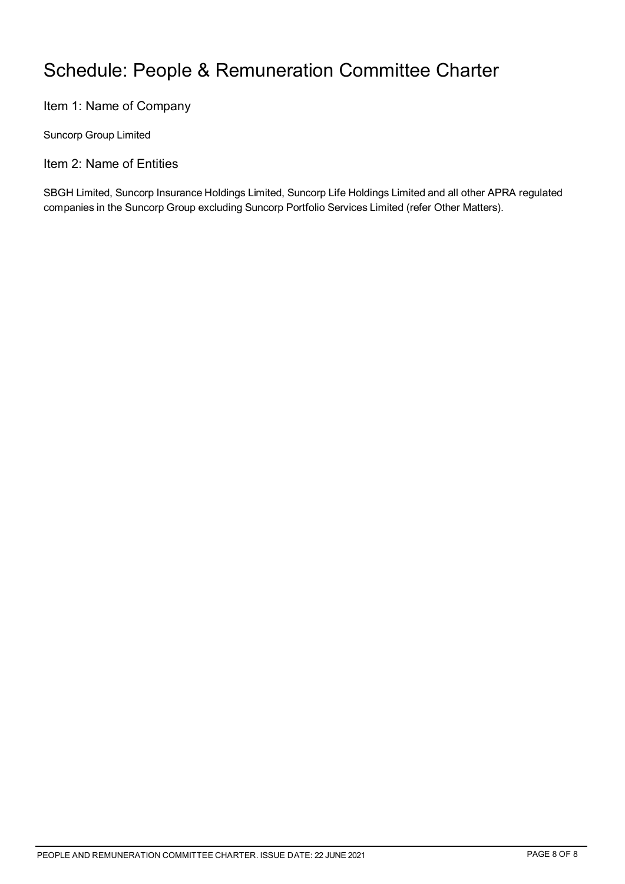# Schedule: People & Remuneration Committee Charter

## Item 1: Name of Company

Suncorp Group Limited

## Item 2: Name of Entities

SBGH Limited, Suncorp Insurance Holdings Limited, Suncorp Life Holdings Limited and all other APRA regulated companies in the Suncorp Group excluding Suncorp Portfolio Services Limited (refer Other Matters).